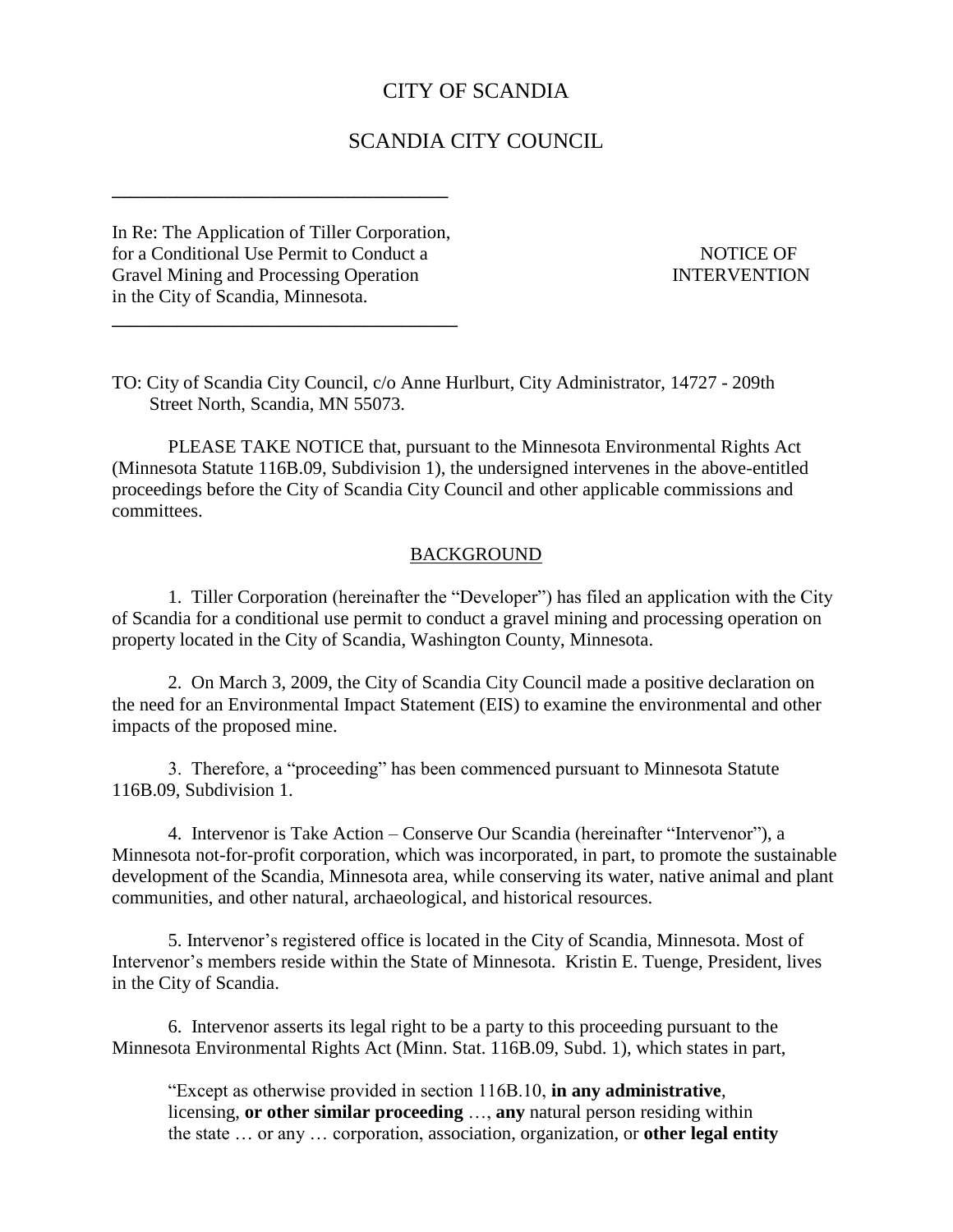# CITY OF SCANDIA

## SCANDIA CITY COUNCIL

---

In Re: The Application of Tiller Corporation, for a Conditional Use Permit to Conduct a Gravel Mining and Processing Operation in the City of Scandia, Minnesota.

**NOTICE OF INTERVENTION**

---

TO: City of Scandia City Council, c/o Anne Hurlburt, City Administrator, 14727 - 209th Street North, Scandia, MN 55073.

PLEASE TAKE NOTICE that, pursuant to the Minnesota Environmental Rights Act (Minnesota Statute 116B.09, Subdivision 1), the undersigned intervenes in the above-entitled proceedings before the City of Scandia City Council and other applicable commissions and committees.

### BACKGROUND

1. Tiller Corporation (hereinafter the "Developer") has filed an application with the City of Scandia for a conditional use permit to conduct a gravel mining and processing operation on property located in the City of Scandia, Washington County, Minnesota.

2. On March 3, 2009, the City of Scandia City Council made a positive declaration on the need for an Environmental Impact Statement (EIS) to examine the environmental and other impacts of the proposed mine.

3. Therefore, a "proceeding" has been commenced pursuant to Minnesota Statute 116B.09, Subdivision 1.

4. Intervenor is Take Action – Conserve Our Scandia (hereinafter "Intervenor"), a Minnesota not-for-profit corporation, which was incorporated, in part, to promote the sustainable development of the Scandia, Minnesota area, while conserving its water, native animal and plant communities, and other natural, archaeological, and historical resources.

5. Intervenor's registered office is located in the City of Scandia, Minnesota. Most of Intervenor's members reside within the State of Minnesota. Kristin E. Tuenge, President, lives in the City of Scandia.

6. Intervenor asserts its legal right to be a party to this proceeding pursuant to the Minnesota Environmental Rights Act (Minn. Stat. 116B.09, Subd. 1), which states in part,

> "Except as otherwise provided in section 116B.10, **in any administrative**, licensing, **or other similar proceeding** …, **any** natural person residing within the state … or any … corporation, association, organization, or **other legal entity**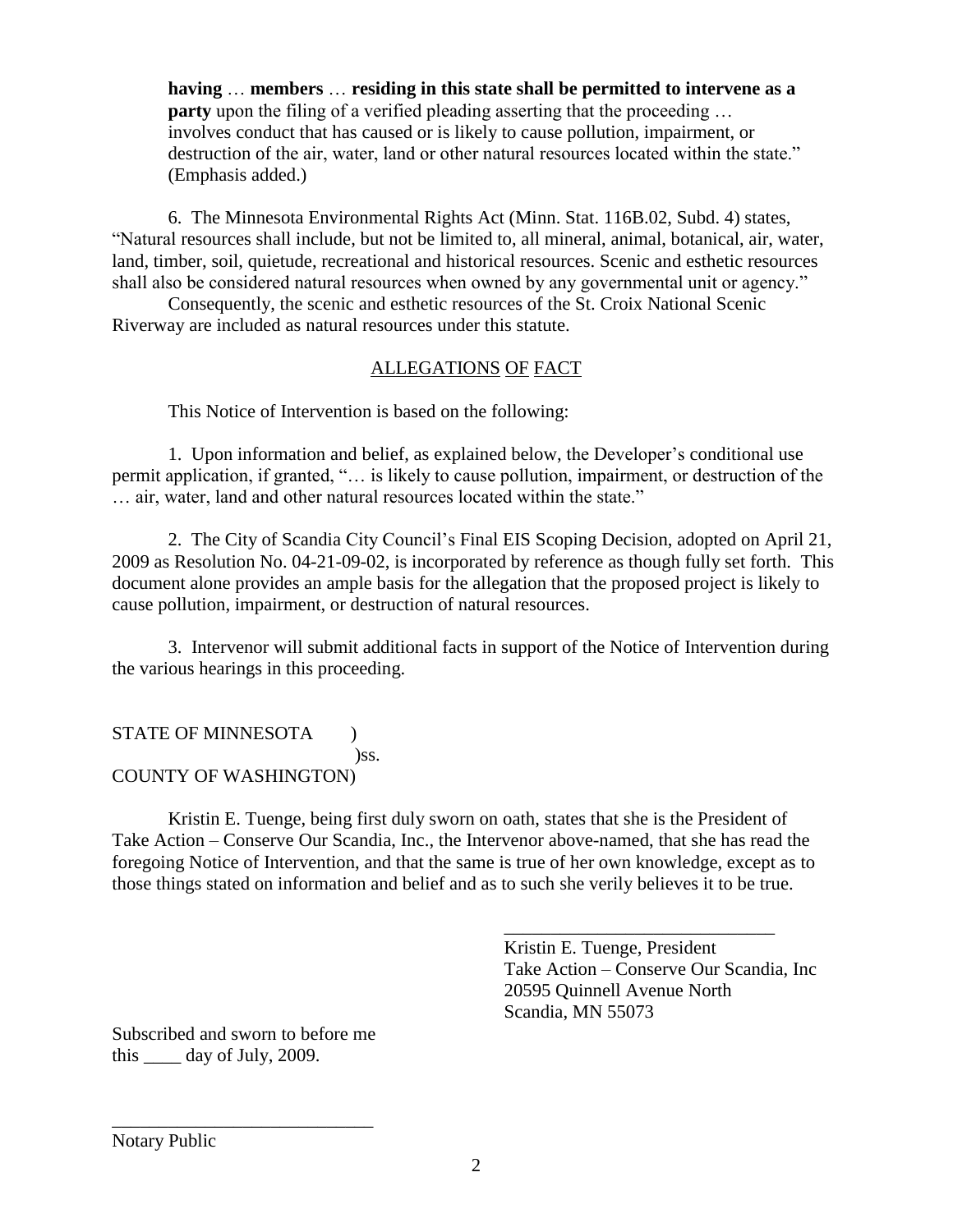**having** … **members** … **residing in this state shall be permitted to intervene as a party** upon the filing of a verified pleading asserting that the proceeding … involves conduct that has caused or is likely to cause pollution, impairment, or destruction of the air, water, land or other natural resources located within the state." (Emphasis added.)

6. The Minnesota Environmental Rights Act (Minn. Stat. 116B.02, Subd. 4) states, "Natural resources shall include, but not be limited to, all mineral, animal, botanical, air, water, land, timber, soil, quietude, recreational and historical resources. Scenic and esthetic resources shall also be considered natural resources when owned by any governmental unit or agency."

Consequently, the scenic and esthetic resources of the St. Croix National Scenic Riverway are included as natural resources under this statute.

## ALLEGATIONS OF FACT

This Notice of Intervention is based on the following:

1. Upon information and belief, as explained below, the Developer's conditional use permit application, if granted, "… is likely to cause pollution, impairment, or destruction of the … air, water, land and other natural resources located within the state."

2. The City of Scandia City Council's Final EIS Scoping Decision, adopted on April 21, 2009 as Resolution No. 04-21-09-02, is incorporated by reference as though fully set forth. This document alone provides an ample basis for the allegation that the proposed project is likely to cause pollution, impairment, or destruction of natural resources.

3. Intervenor will submit additional facts in support of the Notice of Intervention during the various hearings in this proceeding.

STATE OF MINNESOTA )
)ss.
COUNTY OF WASHINGTON)

Kristin E. Tuenge, being first duly sworn on oath, states that she is the President of Take Action – Conserve Our Scandia, Inc., the Intervenor above-named, that she has read the foregoing Notice of Intervention, and that the same is true of her own knowledge, except as to those things stated on information and belief and as to such she verily believes it to be true.

\_\_\_\_\_\_\_\_\_\_\_\_\_\_\_\_\_\_\_\_\_\_\_\_\_\_\_\_\_\_
Kristin E. Tuenge, President
Take Action – Conserve Our Scandia, Inc
20595 Quinnell Avenue North
Scandia, MN 55073

Subscribed and sworn to before me
this \_\_\_\_ day of July, 2009.

\_\_\_\_\_\_\_\_\_\_\_\_\_\_\_\_\_\_\_\_\_\_\_\_\_\_\_\_
Notary Public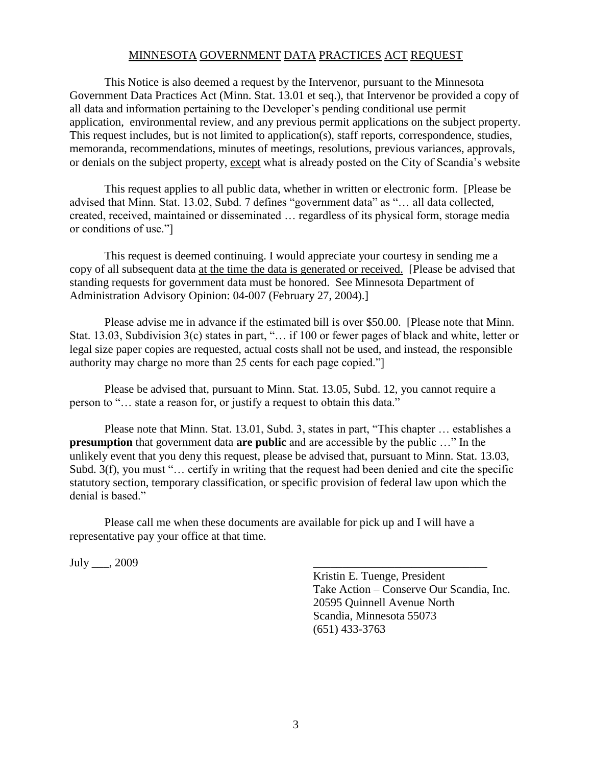## MINNESOTA GOVERNMENT DATA PRACTICES ACT REQUEST

This Notice is also deemed a request by the Intervenor, pursuant to the Minnesota Government Data Practices Act (Minn. Stat. 13.01 et seq.), that Intervenor be provided a copy of all data and information pertaining to the Developer's pending conditional use permit application, environmental review, and any previous permit applications on the subject property. This request includes, but is not limited to application(s), staff reports, correspondence, studies, memoranda, recommendations, minutes of meetings, resolutions, previous variances, approvals, or denials on the subject property, except what is already posted on the City of Scandia's website

This request applies to all public data, whether in written or electronic form. [Please be advised that Minn. Stat. 13.02, Subd. 7 defines "government data" as "… all data collected, created, received, maintained or disseminated … regardless of its physical form, storage media or conditions of use."]

This request is deemed continuing. I would appreciate your courtesy in sending me a copy of all subsequent data at the time the data is generated or received. [Please be advised that standing requests for government data must be honored. See Minnesota Department of Administration Advisory Opinion: 04-007 (February 27, 2004).]

Please advise me in advance if the estimated bill is over $50.00. [Please note that Minn. Stat. 13.03, Subdivision 3(c) states in part, "… if 100 or fewer pages of black and white, letter or legal size paper copies are requested, actual costs shall not be used, and instead, the responsible authority may charge no more than 25 cents for each page copied."]

Please be advised that, pursuant to Minn. Stat. 13.05, Subd. 12, you cannot require a person to "… state a reason for, or justify a request to obtain this data."

Please note that Minn. Stat. 13.01, Subd. 3, states in part, "This chapter … establishes a **presumption** that government data **are public** and are accessible by the public …" In the unlikely event that you deny this request, please be advised that, pursuant to Minn. Stat. 13.03, Subd. 3(f), you must "… certify in writing that the request had been denied and cite the specific statutory section, temporary classification, or specific provision of federal law upon which the denial is based."

Please call me when these documents are available for pick up and I will have a representative pay your office at that time.

July ___, 2009

_______________________________

Kristin E. Tuenge, President
Take Action – Conserve Our Scandia, Inc.
20595 Quinnell Avenue North
Scandia, Minnesota 55073
(651) 433-3763